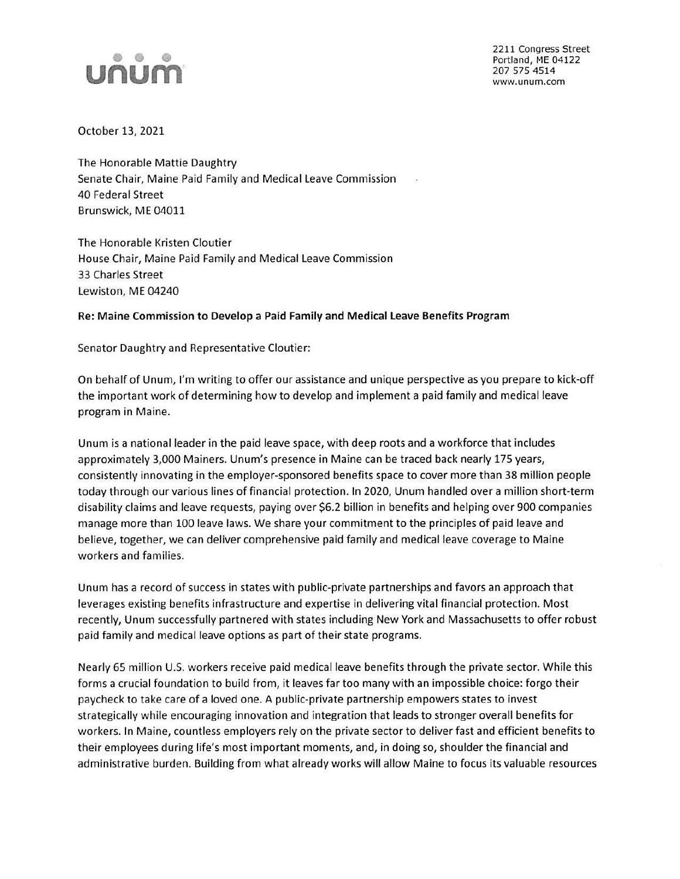unum

2211 Congress Street
Portland, ME 04122
207 575 4514
www.unum.com

October 13, 2021

The Honorable Mattie Daughtry
Senate Chair, Maine Paid Family and Medical Leave Commission
40 Federal Street
Brunswick, ME 04011

The Honorable Kristen Cloutier
House Chair, Maine Paid Family and Medical Leave Commission
33 Charles Street
Lewiston, ME 04240

**Re: Maine Commission to Develop a Paid Family and Medical Leave Benefits Program**

Senator Daughtry and Representative Cloutier:

On behalf of Unum, I'm writing to offer our assistance and unique perspective as you prepare to kick-off the important work of determining how to develop and implement a paid family and medical leave program in Maine.

Unum is a national leader in the paid leave space, with deep roots and a workforce that includes approximately 3,000 Mainers. Unum's presence in Maine can be traced back nearly 175 years, consistently innovating in the employer-sponsored benefits space to cover more than 38 million people today through our various lines of financial protection. In 2020, Unum handled over a million short-term disability claims and leave requests, paying over $6.2 billion in benefits and helping over 900 companies manage more than 100 leave laws. We share your commitment to the principles of paid leave and believe, together, we can deliver comprehensive paid family and medical leave coverage to Maine workers and families.

Unum has a record of success in states with public-private partnerships and favors an approach that leverages existing benefits infrastructure and expertise in delivering vital financial protection. Most recently, Unum successfully partnered with states including New York and Massachusetts to offer robust paid family and medical leave options as part of their state programs.

Nearly 65 million U.S. workers receive paid medical leave benefits through the private sector. While this forms a crucial foundation to build from, it leaves far too many with an impossible choice: forgo their paycheck to take care of a loved one. A public-private partnership empowers states to invest strategically while encouraging innovation and integration that leads to stronger overall benefits for workers. In Maine, countless employers rely on the private sector to deliver fast and efficient benefits to their employees during life's most important moments, and, in doing so, shoulder the financial and administrative burden. Building from what already works will allow Maine to focus its valuable resources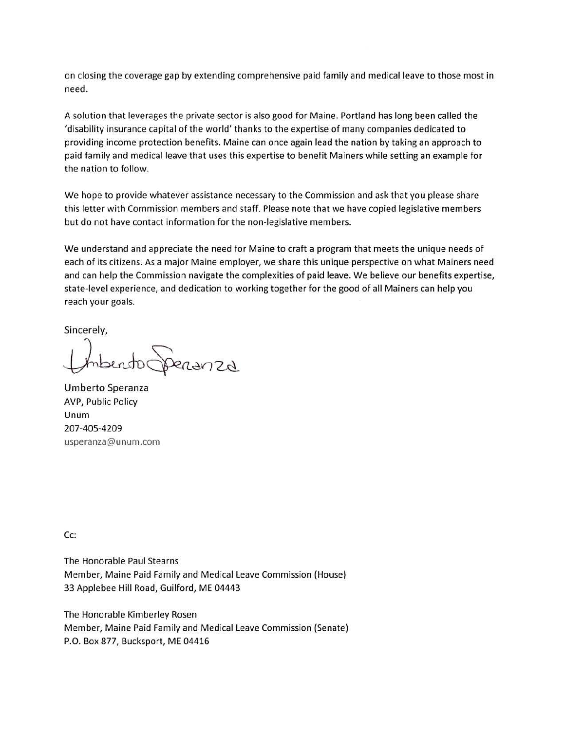on closing the coverage gap by extending comprehensive paid family and medical leave to those most in need.

A solution that leverages the private sector is also good for Maine. Portland has long been called the 'disability insurance capital of the world' thanks to the expertise of many companies dedicated to providing income protection benefits. Maine can once again lead the nation by taking an approach to paid family and medical leave that uses this expertise to benefit Mainers while setting an example for the nation to follow.

We hope to provide whatever assistance necessary to the Commission and ask that you please share this letter with Commission members and staff. Please note that we have copied legislative members but do not have contact information for the non-legislative members.

We understand and appreciate the need for Maine to craft a program that meets the unique needs of each of its citizens. As a major Maine employer, we share this unique perspective on what Mainers need and can help the Commission navigate the complexities of paid leave. We believe our benefits expertise, state-level experience, and dedication to working together for the good of all Mainers can help you reach your goals.

Sincerely,

Umberto Speranza

Umberto Speranza
AVP, Public Policy
Unum
207-405-4209
usperanza@unum.com

Cc:

The Honorable Paul Stearns
Member, Maine Paid Family and Medical Leave Commission (House)
33 Applebee Hill Road, Guilford, ME 04443

The Honorable Kimberley Rosen
Member, Maine Paid Family and Medical Leave Commission (Senate)
P.O. Box 877, Bucksport, ME 04416